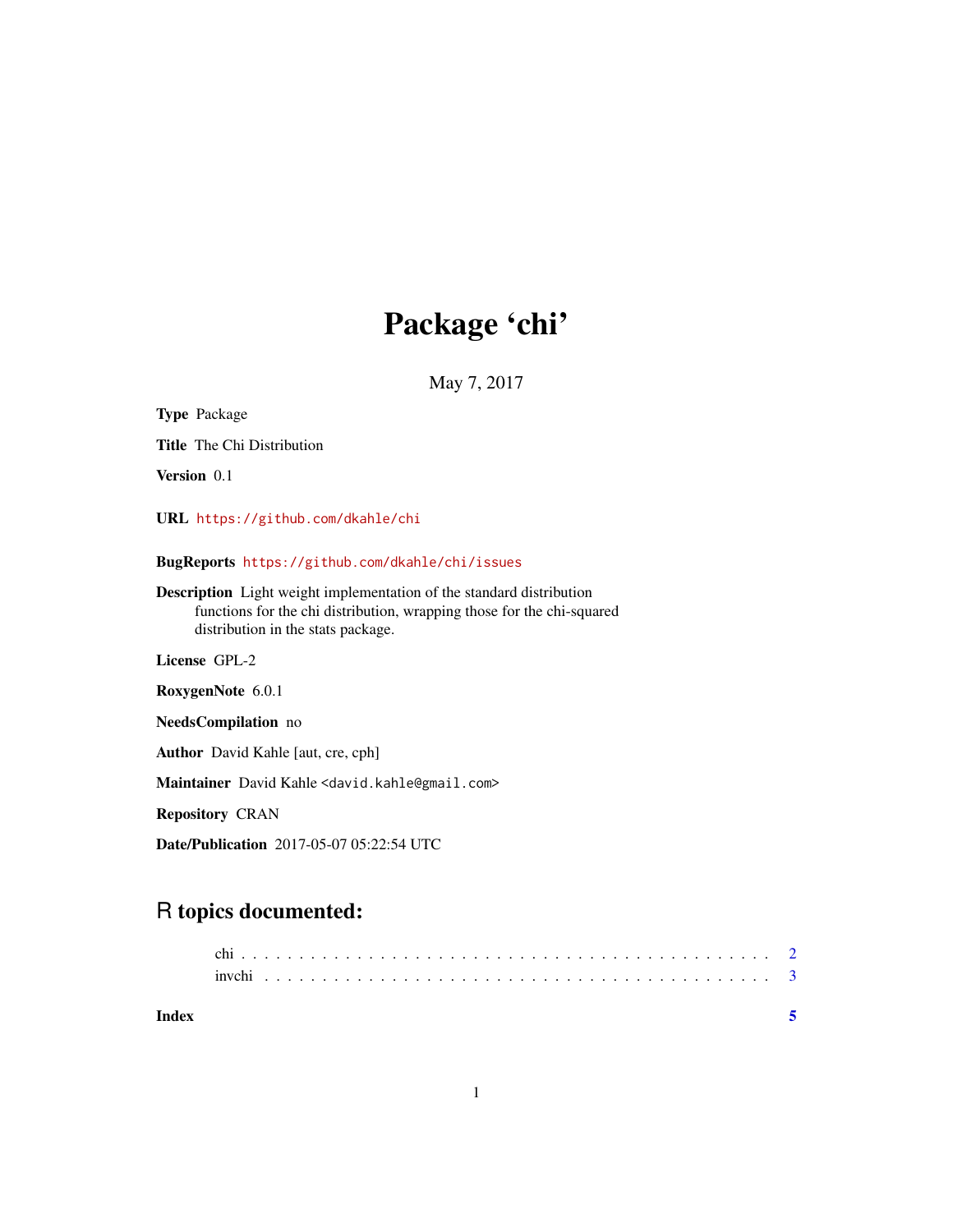# Package 'chi'

May 7, 2017

**Type** Package

**Title** The Chi Distribution

**Version** 0.1

**URL** https://github.com/dkahle/chi

**BugReports** https://github.com/dkahle/chi/issues

**Description** Light weight implementation of the standard distribution functions for the chi distribution, wrapping those for the chi-squared distribution in the stats package.

**License** GPL-2

**RoxygenNote** 6.0.1

**NeedsCompilation** no

**Author** David Kahle [aut, cre, cph]

**Maintainer** David Kahle <david.kahle@gmail.com>

**Repository** CRAN

**Date/Publication** 2017-05-07 05:22:54 UTC

## R topics documented:

chi . . . . . . . . . . . . . . . . . . . . . . . . . . . . . . . . . . . . . . . . . . . 2
invchi . . . . . . . . . . . . . . . . . . . . . . . . . . . . . . . . . . . . . . . . . . 3

**Index** **5**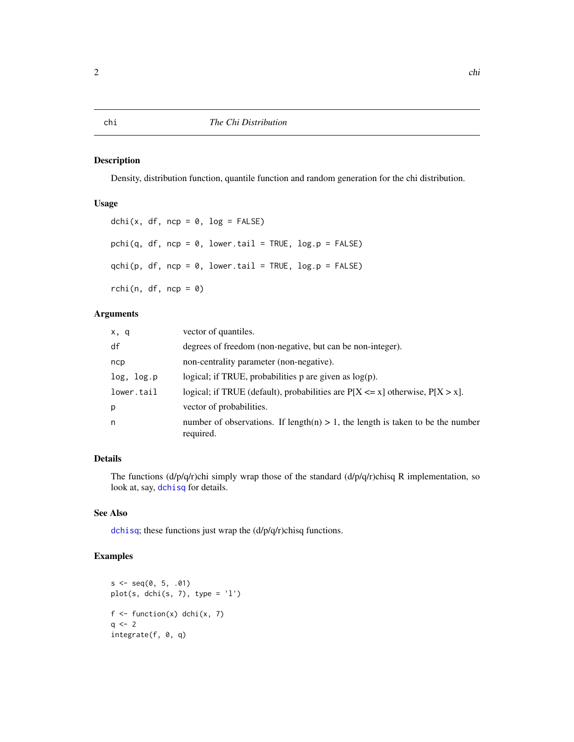# chi — *The Chi Distribution*

## Description

Density, distribution function, quantile function and random generation for the chi distribution.

## Usage

```
dchi(x, df, ncp = 0, log = FALSE)

pchi(q, df, ncp = 0, lower.tail = TRUE, log.p = FALSE)

qchi(p, df, ncp = 0, lower.tail = TRUE, log.p = FALSE)

rchi(n, df, ncp = 0)
```

## Arguments

| | |
|---|---|
| `x, q` | vector of quantiles. |
| `df` | degrees of freedom (non-negative, but can be non-integer). |
| `ncp` | non-centrality parameter (non-negative). |
| `log, log.p` | logical; if TRUE, probabilities p are given as log(p). |
| `lower.tail` | logical; if TRUE (default), probabilities are P[X <= x] otherwise, P[X > x]. |
| `p` | vector of probabilities. |
| `n` | number of observations. If length(n) > 1, the length is taken to be the number required. |

## Details

The functions (d/p/q/r)chi simply wrap those of the standard (d/p/q/r)chisq R implementation, so look at, say, `dchisq` for details.

## See Also

`dchisq`; these functions just wrap the (d/p/q/r)chisq functions.

## Examples

```
s <- seq(0, 5, .01)
plot(s, dchi(s, 7), type = 'l')

f <- function(x) dchi(x, 7)
q <- 2
integrate(f, 0, q)
```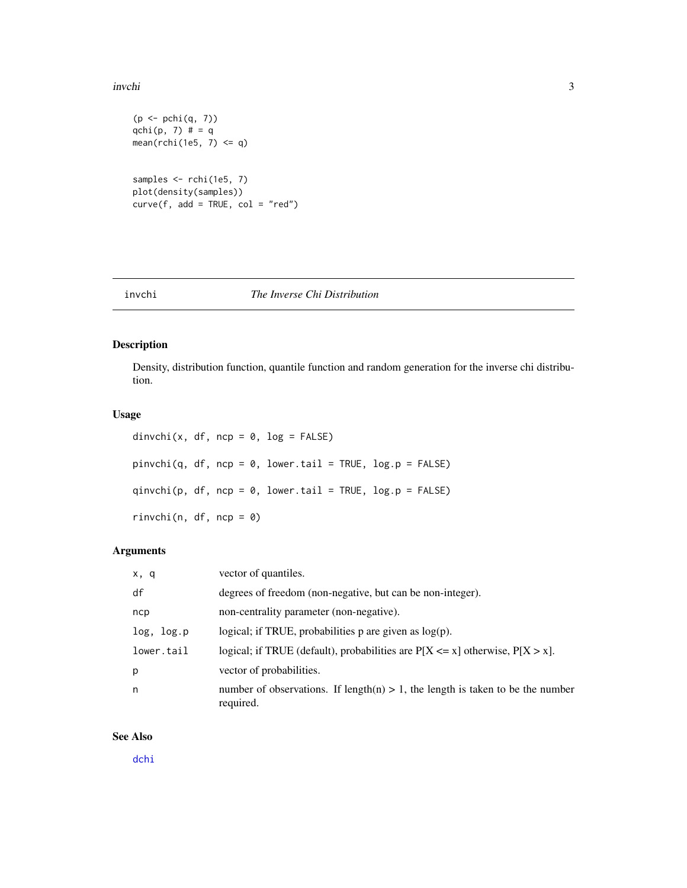```
(p <- pchi(q, 7))
qchi(p, 7) # = q
mean(rchi(1e5, 7) <= q)


samples <- rchi(1e5, 7)
plot(density(samples))
curve(f, add = TRUE, col = "red")
```

---

## invchi — *The Inverse Chi Distribution*

### Description

Density, distribution function, quantile function and random generation for the inverse chi distribution.

### Usage

```
dinvchi(x, df, ncp = 0, log = FALSE)

pinvchi(q, df, ncp = 0, lower.tail = TRUE, log.p = FALSE)

qinvchi(p, df, ncp = 0, lower.tail = TRUE, log.p = FALSE)

rinvchi(n, df, ncp = 0)
```

### Arguments

| | |
|---|---|
| `x, q` | vector of quantiles. |
| `df` | degrees of freedom (non-negative, but can be non-integer). |
| `ncp` | non-centrality parameter (non-negative). |
| `log, log.p` | logical; if TRUE, probabilities p are given as log(p). |
| `lower.tail` | logical; if TRUE (default), probabilities are P[X <= x] otherwise, P[X > x]. |
| `p` | vector of probabilities. |
| `n` | number of observations. If length(n) > 1, the length is taken to be the number required. |

### See Also

dchi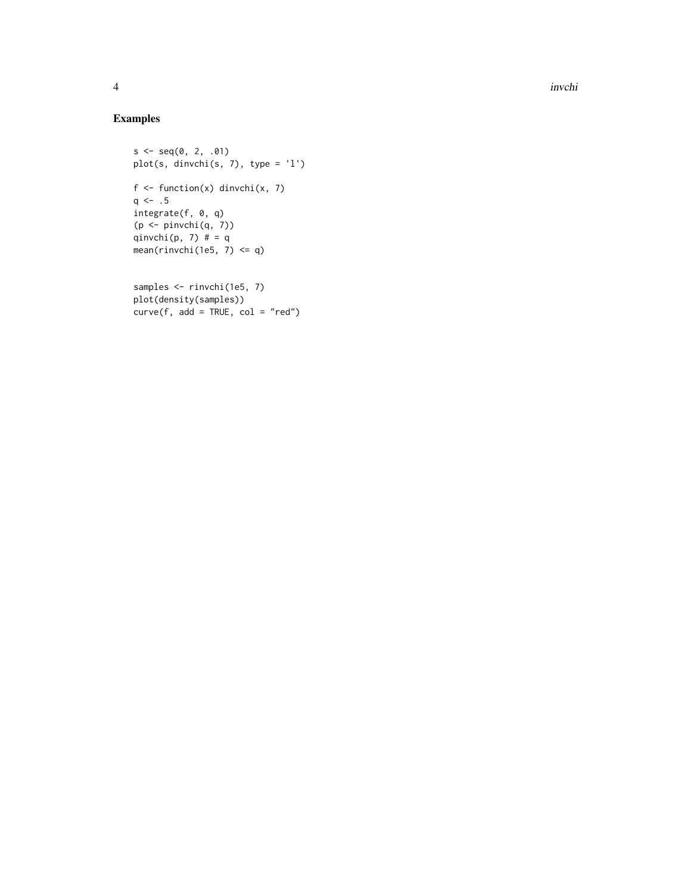## Examples

```
s <- seq(0, 2, .01)
plot(s, dinvchi(s, 7), type = 'l')

f <- function(x) dinvchi(x, 7)
q <- .5
integrate(f, 0, q)
(p <- pinvchi(q, 7))
qinvchi(p, 7) # = q
mean(rinvchi(1e5, 7) <= q)


samples <- rinvchi(1e5, 7)
plot(density(samples))
curve(f, add = TRUE, col = "red")
```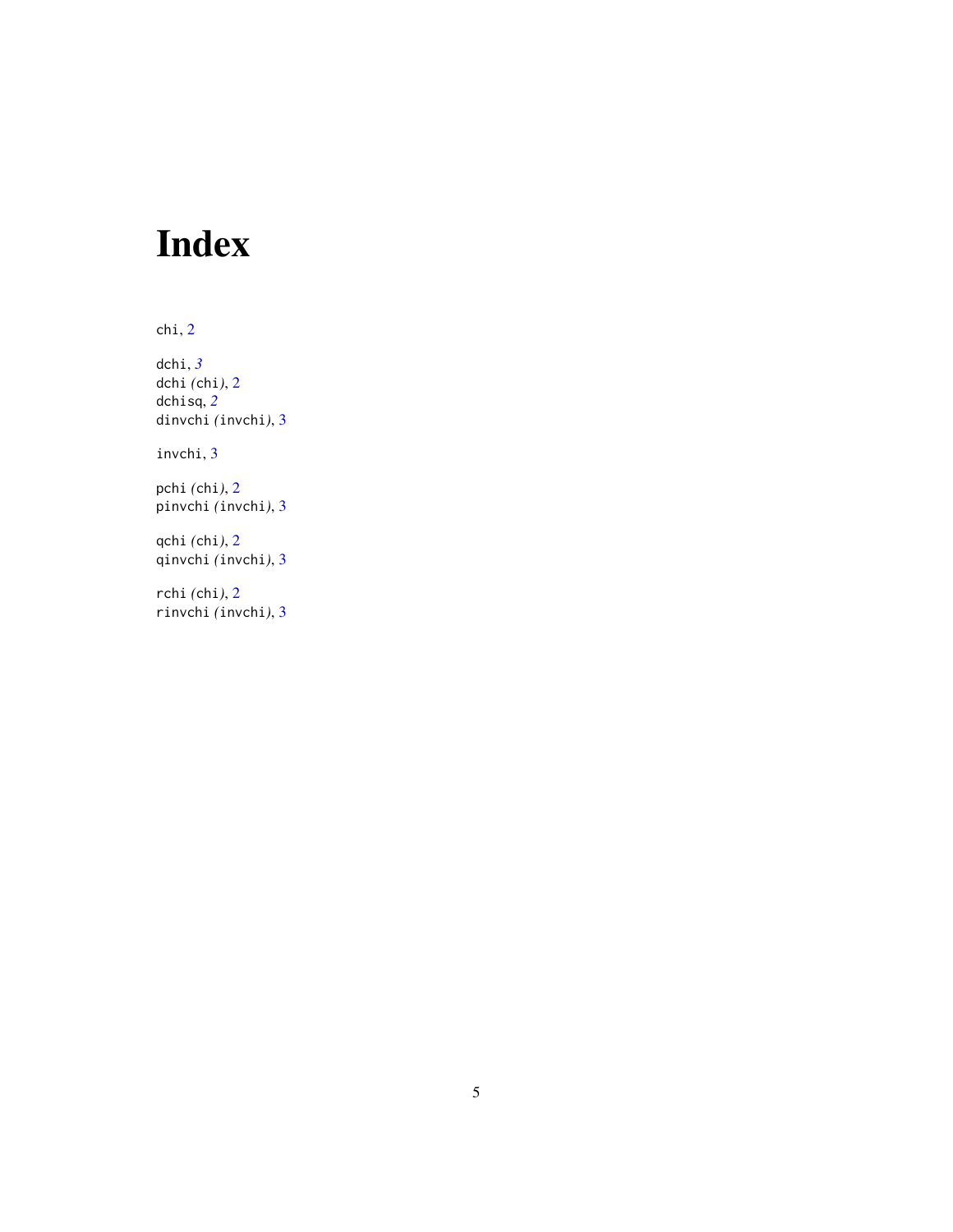# Index

chi, 2

dchi, *3*
dchi *(*chi*)*, 2
dchisq, *2*
dinvchi *(*invchi*)*, 3

invchi, 3

pchi *(*chi*)*, 2
pinvchi *(*invchi*)*, 3

qchi *(*chi*)*, 2
qinvchi *(*invchi*)*, 3

rchi *(*chi*)*, 2
rinvchi *(*invchi*)*, 3